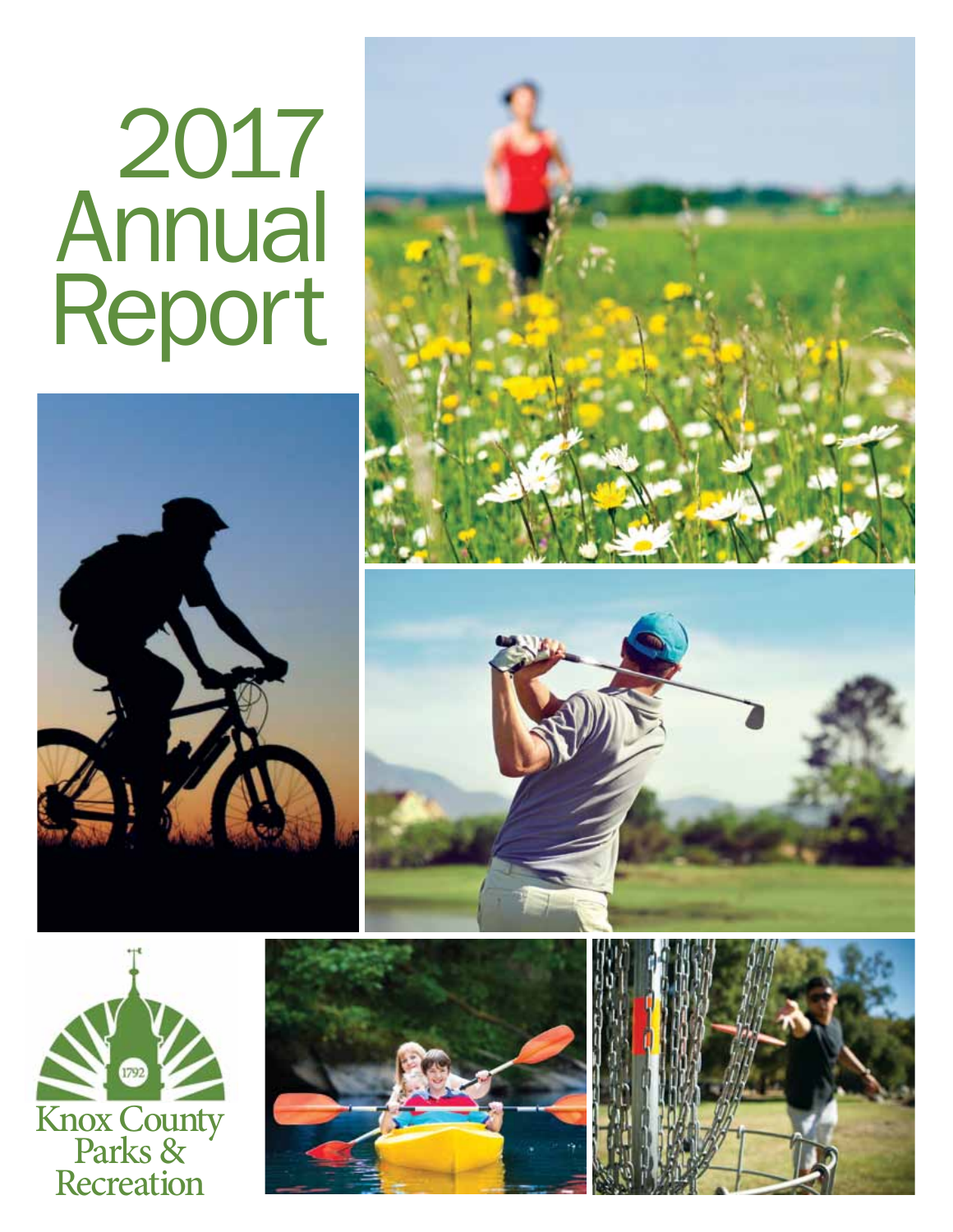# 2017 Annual Report

1792

Knox County Parks & Recreation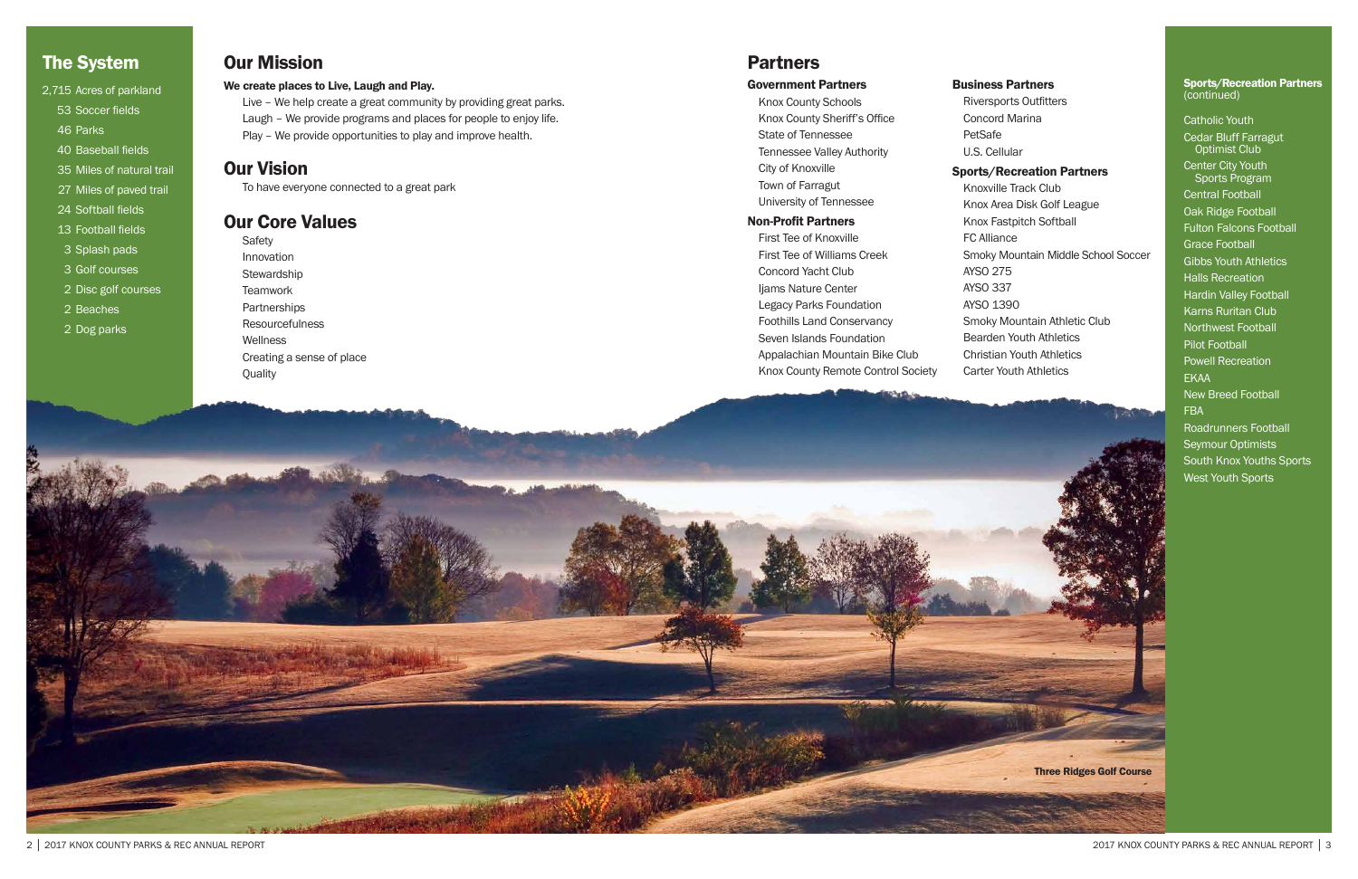## The System

- 2,715 Acres of parkland
- 53 Soccer fields
- 46 Parks
- 40 Baseball fields
- 35 Miles of natural trail
- 27 Miles of paved trail
- 24 Softball fields
- 13 Football fields
- 3 Splash pads
- 3 Golf courses
- 2 Disc golf courses
- 2 Beaches
- 2 Dog parks

## Our Mission

**We create places to Live, Laugh and Play.**

Live – We help create a great community by providing great parks.
Laugh – We provide programs and places for people to enjoy life.
Play – We provide opportunities to play and improve health.

## Our Vision

To have everyone connected to a great park

## Our Core Values

- Safety
- Innovation
- Stewardship
- Teamwork
- Partnerships
- Resourcefulness
- Wellness
- Creating a sense of place
- Quality

## Partners

### Government Partners

- Knox County Schools
- Knox County Sheriff's Office
- State of Tennessee
- Tennessee Valley Authority
- City of Knoxville
- Town of Farragut
- University of Tennessee

### Non-Profit Partners

- First Tee of Knoxville
- First Tee of Williams Creek
- Concord Yacht Club
- Ijams Nature Center
- Legacy Parks Foundation
- Foothills Land Conservancy
- Seven Islands Foundation
- Appalachian Mountain Bike Club
- Knox County Remote Control Society

### Business Partners

- Riversports Outfitters
- Concord Marina
- PetSafe
- U.S. Cellular

### Sports/Recreation Partners

- Knoxville Track Club
- Knox Area Disk Golf League
- Knox Fastpitch Softball
- FC Alliance
- Smoky Mountain Middle School Soccer
- AYSO 275
- AYSO 337
- AYSO 1390
- Smoky Mountain Athletic Club
- Bearden Youth Athletics
- Christian Youth Athletics
- Carter Youth Athletics

### Sports/Recreation Partners (continued)

- Catholic Youth
- Cedar Bluff Farragut Optimist Club
- Center City Youth Sports Program
- Central Football
- Oak Ridge Football
- Fulton Falcons Football
- Grace Football
- Gibbs Youth Athletics
- Halls Recreation
- Hardin Valley Football
- Karns Ruritan Club
- Northwest Football
- Pilot Football
- Powell Recreation
- EKAA
- New Breed Football
- FBA
- Roadrunners Football
- Seymour Optimists
- South Knox Youths Sports
- West Youth Sports

Three Ridges Golf Course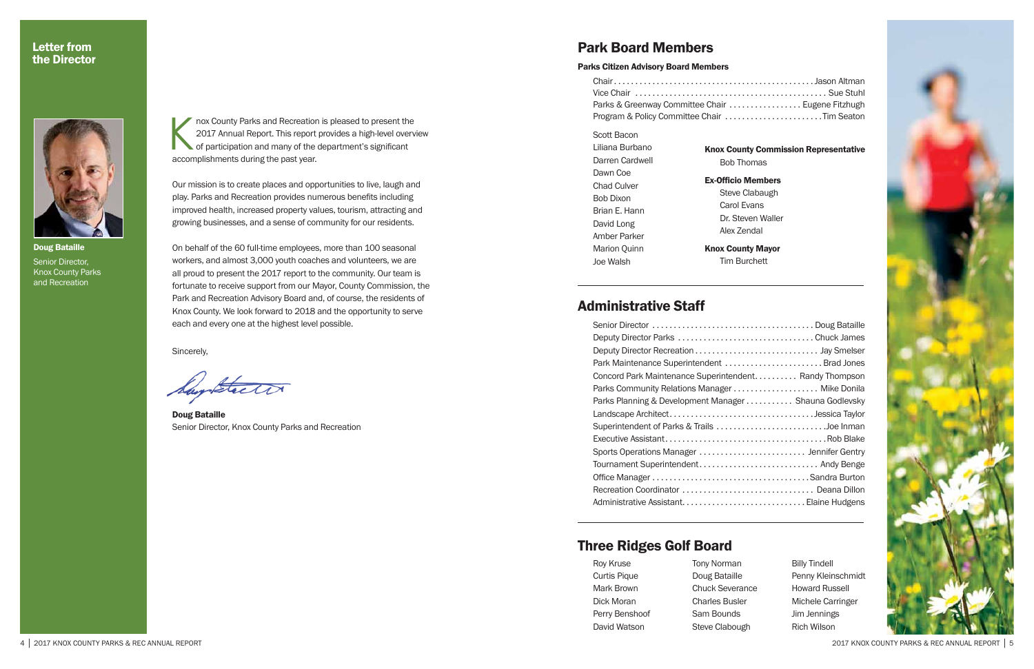## Letter from the Director

**Doug Bataille**
Senior Director, Knox County Parks and Recreation

Knox County Parks and Recreation is pleased to present the 2017 Annual Report. This report provides a high-level overview of participation and many of the department's significant accomplishments during the past year.

Our mission is to create places and opportunities to live, laugh and play. Parks and Recreation provides numerous benefits including improved health, increased property values, tourism, attracting and growing businesses, and a sense of community for our residents.

On behalf of the 60 full-time employees, more than 100 seasonal workers, and almost 3,000 youth coaches and volunteers, we are all proud to present the 2017 report to the community. Our team is fortunate to receive support from our Mayor, County Commission, the Park and Recreation Advisory Board and, of course, the residents of Knox County. We look forward to 2018 and the opportunity to serve each and every one at the highest level possible.

Sincerely,

**Doug Bataille**
Senior Director, Knox County Parks and Recreation

## Park Board Members

### Parks Citizen Advisory Board Members

Chair .......... Jason Altman
Vice Chair .......... Sue Stuhl
Parks & Greenway Committee Chair .......... Eugene Fitzhugh
Program & Policy Committee Chair .......... Tim Seaton

Scott Bacon
Liliana Burbano
Darren Cardwell
Dawn Coe
Chad Culver
Bob Dixon
Brian E. Hann
David Long
Amber Parker
Marion Quinn
Joe Walsh

**Knox County Commission Representative**
Bob Thomas

**Ex-Officio Members**
Steve Clabaugh
Carol Evans
Dr. Steven Waller
Alex Zendal

**Knox County Mayor**
Tim Burchett

## Administrative Staff

Senior Director .......... Doug Bataille
Deputy Director Parks .......... Chuck James
Deputy Director Recreation .......... Jay Smelser
Park Maintenance Superintendent .......... Brad Jones
Concord Park Maintenance Superintendent .......... Randy Thompson
Parks Community Relations Manager .......... Mike Donila
Parks Planning & Development Manager .......... Shauna Godlevsky
Landscape Architect .......... Jessica Taylor
Superintendent of Parks & Trails .......... Joe Inman
Executive Assistant .......... Rob Blake
Sports Operations Manager .......... Jennifer Gentry
Tournament Superintendent .......... Andy Benge
Office Manager .......... Sandra Burton
Recreation Coordinator .......... Deana Dillon
Administrative Assistant .......... Elaine Hudgens

## Three Ridges Golf Board

Roy Kruse
Curtis Pique
Mark Brown
Dick Moran
Perry Benshoof
David Watson
Tony Norman
Doug Bataille
Chuck Severance
Charles Busler
Sam Bounds
Steve Clabough
Billy Tindell
Penny Kleinschmidt
Howard Russell
Michele Carringer
Jim Jennings
Rich Wilson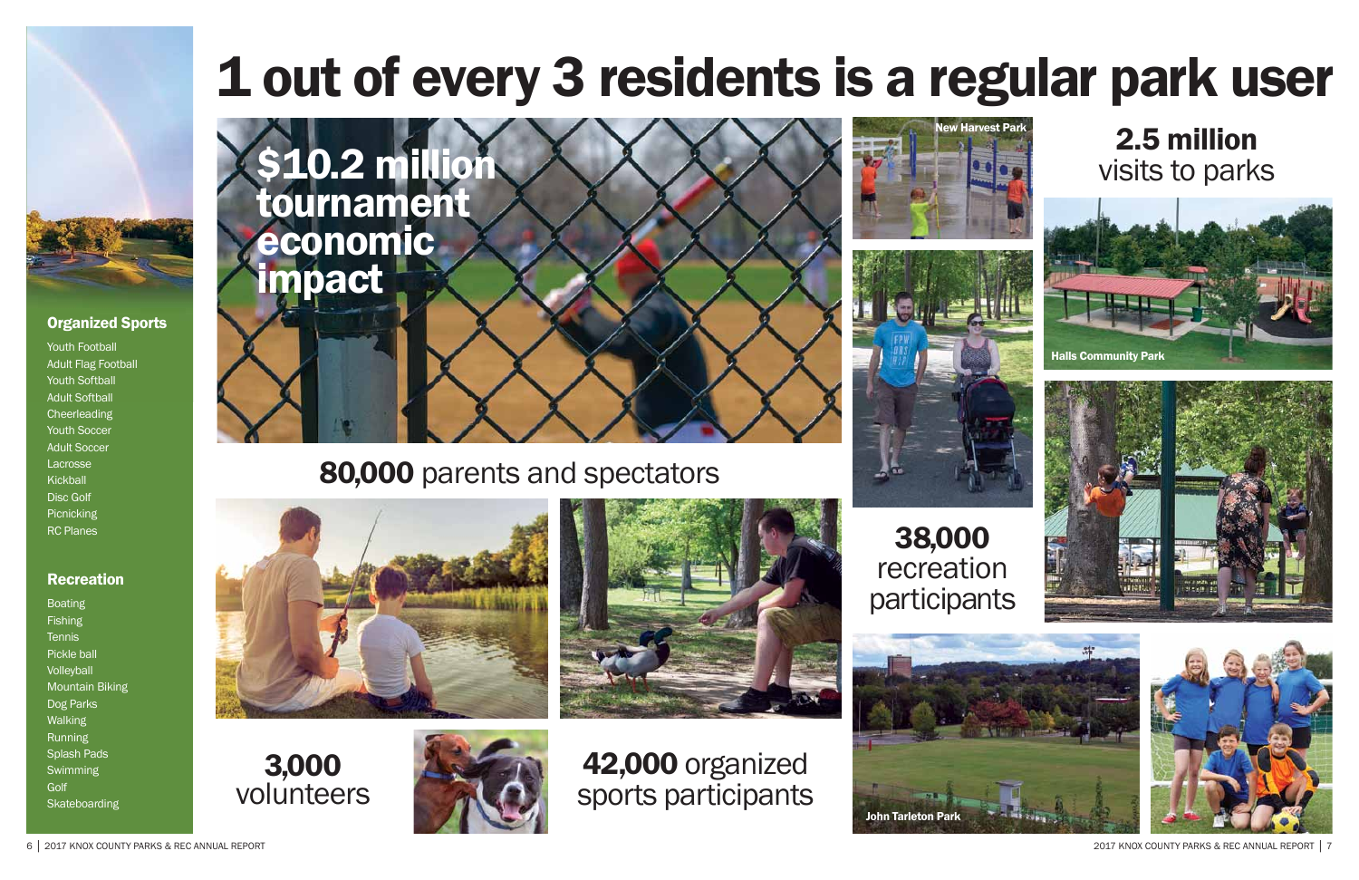# 1 out of every 3 residents is a regular park user

## Organized Sports

- Youth Football
- Adult Flag Football
- Youth Softball
- Adult Softball
- Cheerleading
- Youth Soccer
- Adult Soccer
- Lacrosse
- Kickball
- Disc Golf
- Picnicking
- RC Planes

## Recreation

- Boating
- Fishing
- Tennis
- Pickle ball
- Volleyball
- Mountain Biking
- Dog Parks
- Walking
- Running
- Splash Pads
- Swimming
- Golf
- Skateboarding

**$10.2 million tournament economic impact**

**80,000** parents and spectators

**3,000** volunteers

**42,000** organized sports participants

New Harvest Park

**38,000** recreation participants

**2.5 million** visits to parks

Halls Community Park

John Tarleton Park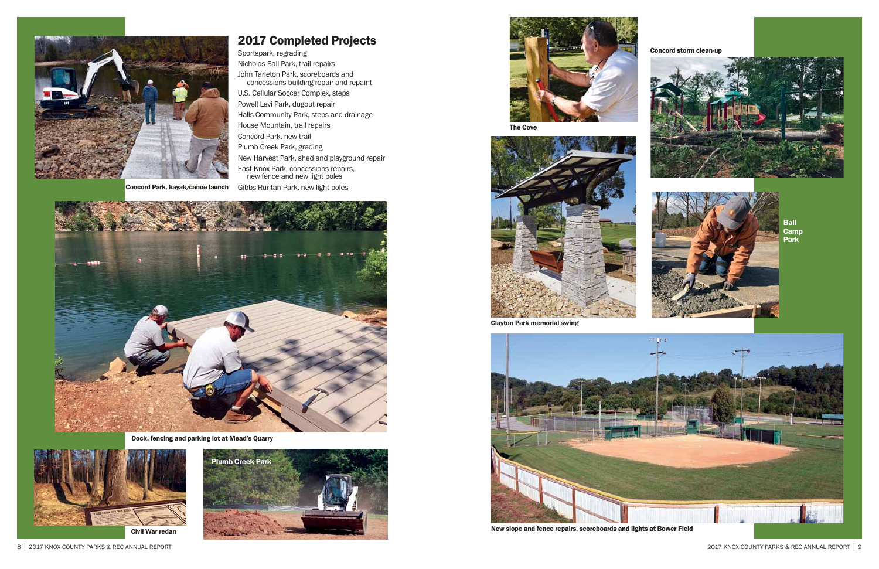## 2017 Completed Projects

Sportspark, regrading
Nicholas Ball Park, trail repairs
John Tarleton Park, scoreboards and concessions building repair and repaint
U.S. Cellular Soccer Complex, steps
Powell Levi Park, dugout repair
Halls Community Park, steps and drainage
House Mountain, trail repairs
Concord Park, new trail
Plumb Creek Park, grading
New Harvest Park, shed and playground repair
East Knox Park, concessions repairs, new fence and new light poles
Gibbs Ruritan Park, new light poles

**Concord Park, kayak/canoe launch**

**Dock, fencing and parking lot at Mead's Quarry**

**Civil War redan**

**Plumb Creek Park**

**The Cove**

**Concord storm clean-up**

**Clayton Park memorial swing**

**Ball Camp Park**

**New slope and fence repairs, scoreboards and lights at Bower Field**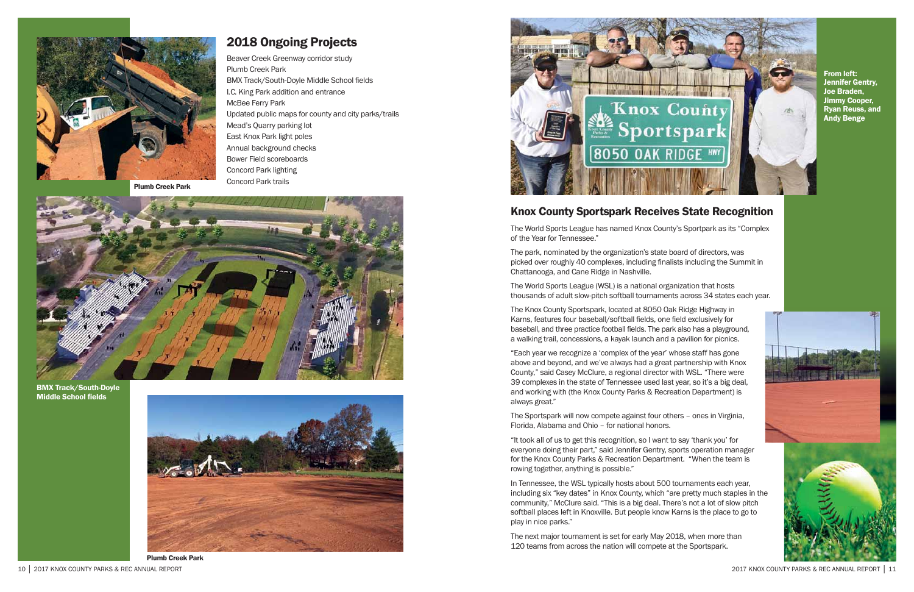## 2018 Ongoing Projects

Beaver Creek Greenway corridor study
Plumb Creek Park
BMX Track/South-Doyle Middle School fields
I.C. King Park addition and entrance
McBee Ferry Park
Updated public maps for county and city parks/trails
Mead's Quarry parking lot
East Knox Park light poles
Annual background checks
Bower Field scoreboards
Concord Park lighting
Concord Park trails

**Plumb Creek Park**

**BMX Track/South-Doyle Middle School fields**

**Plumb Creek Park**

**From left: Jennifer Gentry, Joe Braden, Jimmy Cooper, Ryan Reuss, and Andy Benge**

## Knox County Sportspark Receives State Recognition

The World Sports League has named Knox County's Sportpark as its "Complex of the Year for Tennessee."

The park, nominated by the organization's state board of directors, was picked over roughly 40 complexes, including finalists including the Summit in Chattanooga, and Cane Ridge in Nashville.

The World Sports League (WSL) is a national organization that hosts thousands of adult slow-pitch softball tournaments across 34 states each year.

The Knox County Sportspark, located at 8050 Oak Ridge Highway in Karns, features four baseball/softball fields, one field exclusively for baseball, and three practice football fields. The park also has a playground, a walking trail, concessions, a kayak launch and a pavilion for picnics.

"Each year we recognize a 'complex of the year' whose staff has gone above and beyond, and we've always had a great partnership with Knox County," said Casey McClure, a regional director with WSL. "There were 39 complexes in the state of Tennessee used last year, so it's a big deal, and working with (the Knox County Parks & Recreation Department) is always great."

The Sportspark will now compete against four others – ones in Virginia, Florida, Alabama and Ohio – for national honors.

"It took all of us to get this recognition, so I want to say 'thank you' for everyone doing their part," said Jennifer Gentry, sports operation manager for the Knox County Parks & Recreation Department. "When the team is rowing together, anything is possible."

In Tennessee, the WSL typically hosts about 500 tournaments each year, including six "key dates" in Knox County, which "are pretty much staples in the community," McClure said. "This is a big deal. There's not a lot of slow pitch softball places left in Knoxville. But people know Karns is the place to go to play in nice parks."

The next major tournament is set for early May 2018, when more than 120 teams from across the nation will compete at the Sportspark.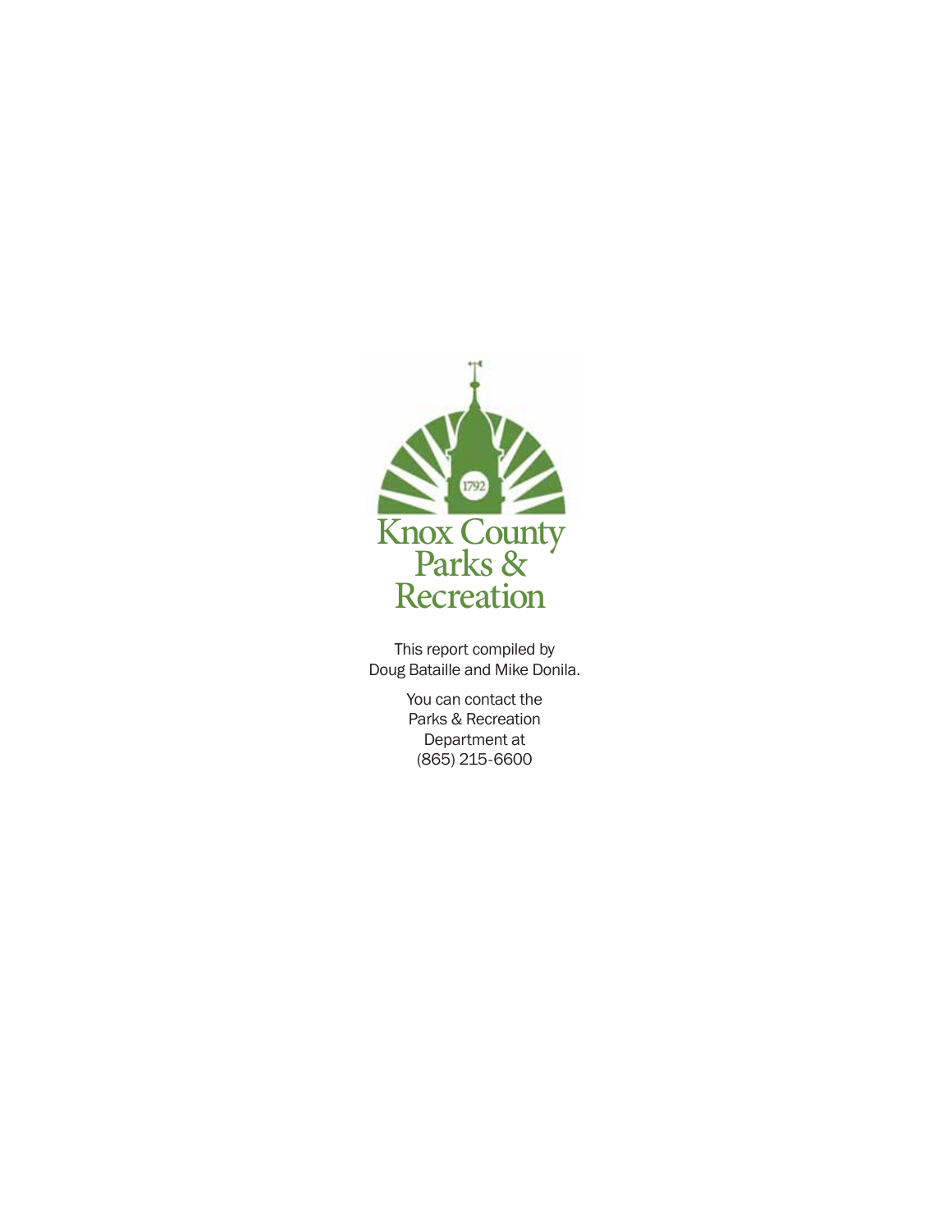Knox County
Parks &
Recreation

This report compiled by
Doug Bataille and Mike Donila.

You can contact the
Parks & Recreation
Department at
(865) 215-6600